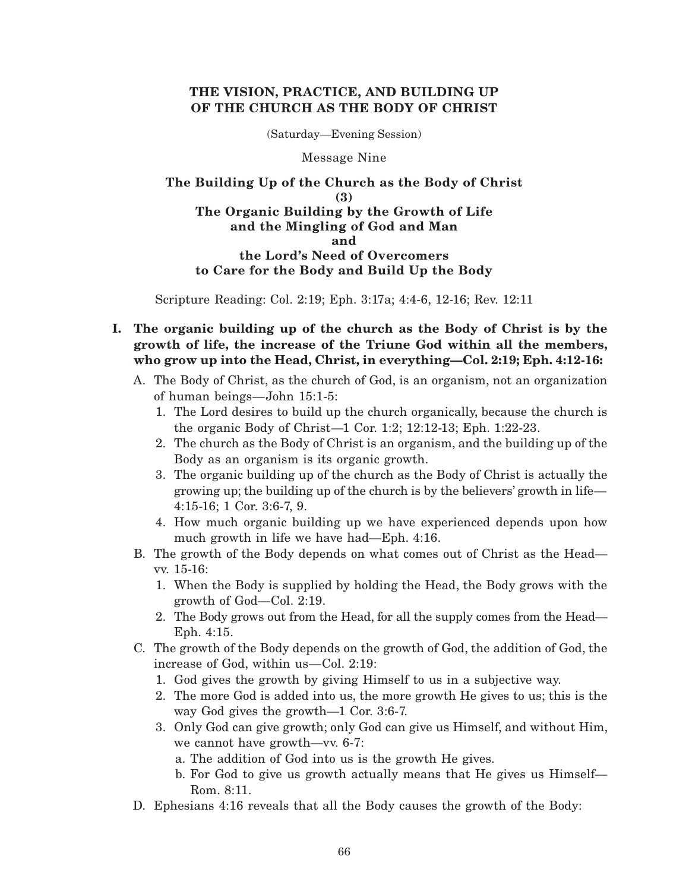## THE VISION, PRACTICE, AND BUILDING UP OF THE CHURCH AS THE BODY OF CHRIST

(Saturday—Evening Session)

Message Nine

### The Building Up of the Church as the Body of Christ (3) The Organic Building by the Growth of Life and the Mingling of God and Man and the Lord's Need of Overcomers to Care for the Body and Build Up the Body

Scripture Reading: Col. 2:19; Eph. 3:17a; 4:4-6, 12-16; Rev. 12:11

**I. The organic building up of the church as the Body of Christ is by the growth of life, the increase of the Triune God within all the members, who grow up into the Head, Christ, in everything—Col. 2:19; Eph. 4:12-16:**

- A. The Body of Christ, as the church of God, is an organism, not an organization of human beings—John 15:1-5:
  1. The Lord desires to build up the church organically, because the church is the organic Body of Christ—1 Cor. 1:2; 12:12-13; Eph. 1:22-23.
  2. The church as the Body of Christ is an organism, and the building up of the Body as an organism is its organic growth.
  3. The organic building up of the church as the Body of Christ is actually the growing up; the building up of the church is by the believers' growth in life—4:15-16; 1 Cor. 3:6-7, 9.
  4. How much organic building up we have experienced depends upon how much growth in life we have had—Eph. 4:16.
- B. The growth of the Body depends on what comes out of Christ as the Head—vv. 15-16:
  1. When the Body is supplied by holding the Head, the Body grows with the growth of God—Col. 2:19.
  2. The Body grows out from the Head, for all the supply comes from the Head—Eph. 4:15.
- C. The growth of the Body depends on the growth of God, the addition of God, the increase of God, within us—Col. 2:19:
  1. God gives the growth by giving Himself to us in a subjective way.
  2. The more God is added into us, the more growth He gives to us; this is the way God gives the growth—1 Cor. 3:6-7.
  3. Only God can give growth; only God can give us Himself, and without Him, we cannot have growth—vv. 6-7:
     - a. The addition of God into us is the growth He gives.
     - b. For God to give us growth actually means that He gives us Himself—Rom. 8:11.
- D. Ephesians 4:16 reveals that all the Body causes the growth of the Body: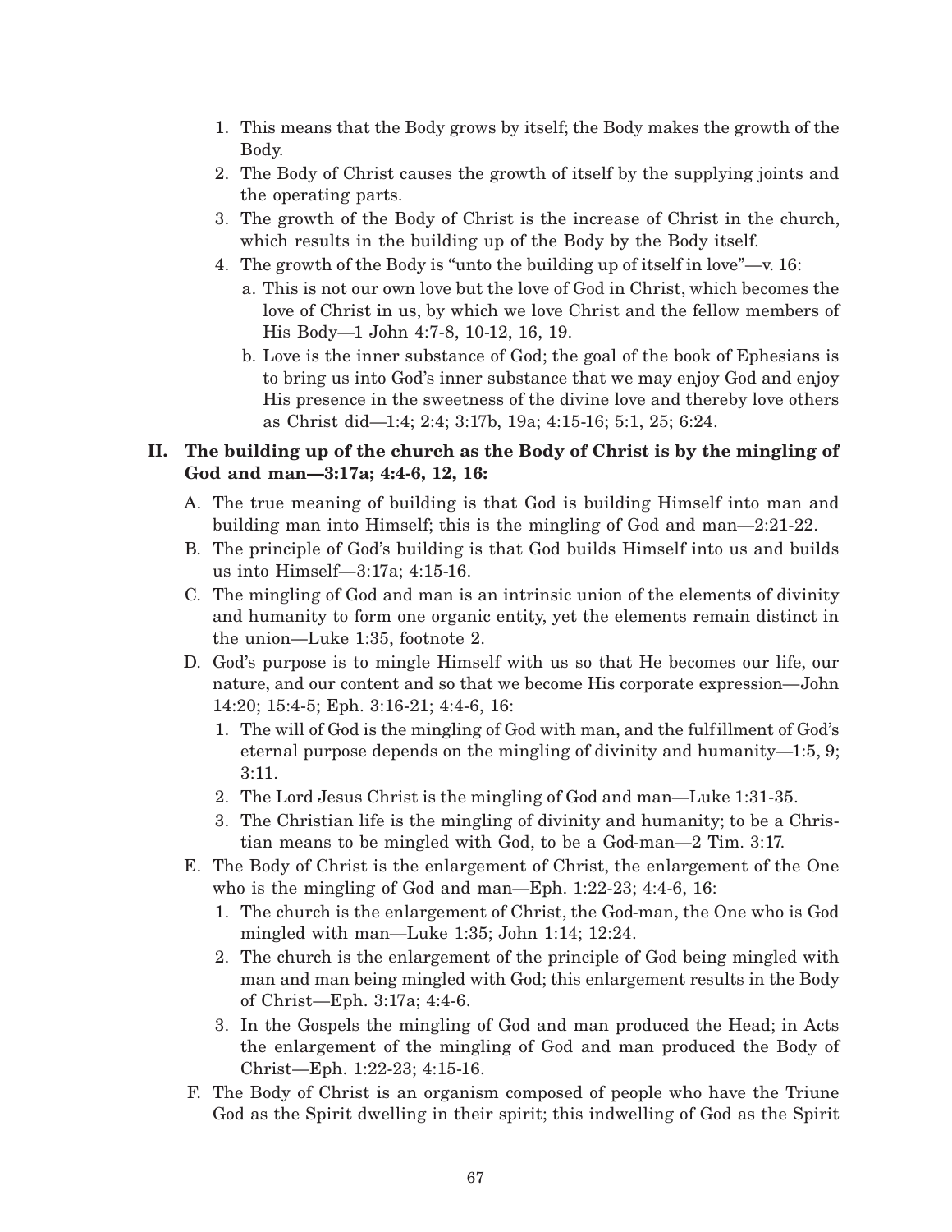1. This means that the Body grows by itself; the Body makes the growth of the Body.
2. The Body of Christ causes the growth of itself by the supplying joints and the operating parts.
3. The growth of the Body of Christ is the increase of Christ in the church, which results in the building up of the Body by the Body itself.
4. The growth of the Body is "unto the building up of itself in love"—v. 16:
   a. This is not our own love but the love of God in Christ, which becomes the love of Christ in us, by which we love Christ and the fellow members of His Body—1 John 4:7-8, 10-12, 16, 19.
   b. Love is the inner substance of God; the goal of the book of Ephesians is to bring us into God's inner substance that we may enjoy God and enjoy His presence in the sweetness of the divine love and thereby love others as Christ did—1:4; 2:4; 3:17b, 19a; 4:15-16; 5:1, 25; 6:24.

**II. The building up of the church as the Body of Christ is by the mingling of God and man—3:17a; 4:4-6, 12, 16:**

A. The true meaning of building is that God is building Himself into man and building man into Himself; this is the mingling of God and man—2:21-22.

B. The principle of God's building is that God builds Himself into us and builds us into Himself—3:17a; 4:15-16.

C. The mingling of God and man is an intrinsic union of the elements of divinity and humanity to form one organic entity, yet the elements remain distinct in the union—Luke 1:35, footnote 2.

D. God's purpose is to mingle Himself with us so that He becomes our life, our nature, and our content and so that we become His corporate expression—John 14:20; 15:4-5; Eph. 3:16-21; 4:4-6, 16:

1. The will of God is the mingling of God with man, and the fulfillment of God's eternal purpose depends on the mingling of divinity and humanity—1:5, 9; 3:11.
2. The Lord Jesus Christ is the mingling of God and man—Luke 1:31-35.
3. The Christian life is the mingling of divinity and humanity; to be a Christian means to be mingled with God, to be a God-man—2 Tim. 3:17.

E. The Body of Christ is the enlargement of Christ, the enlargement of the One who is the mingling of God and man—Eph. 1:22-23; 4:4-6, 16:

1. The church is the enlargement of Christ, the God-man, the One who is God mingled with man—Luke 1:35; John 1:14; 12:24.
2. The church is the enlargement of the principle of God being mingled with man and man being mingled with God; this enlargement results in the Body of Christ—Eph. 3:17a; 4:4-6.
3. In the Gospels the mingling of God and man produced the Head; in Acts the enlargement of the mingling of God and man produced the Body of Christ—Eph. 1:22-23; 4:15-16.

F. The Body of Christ is an organism composed of people who have the Triune God as the Spirit dwelling in their spirit; this indwelling of God as the Spirit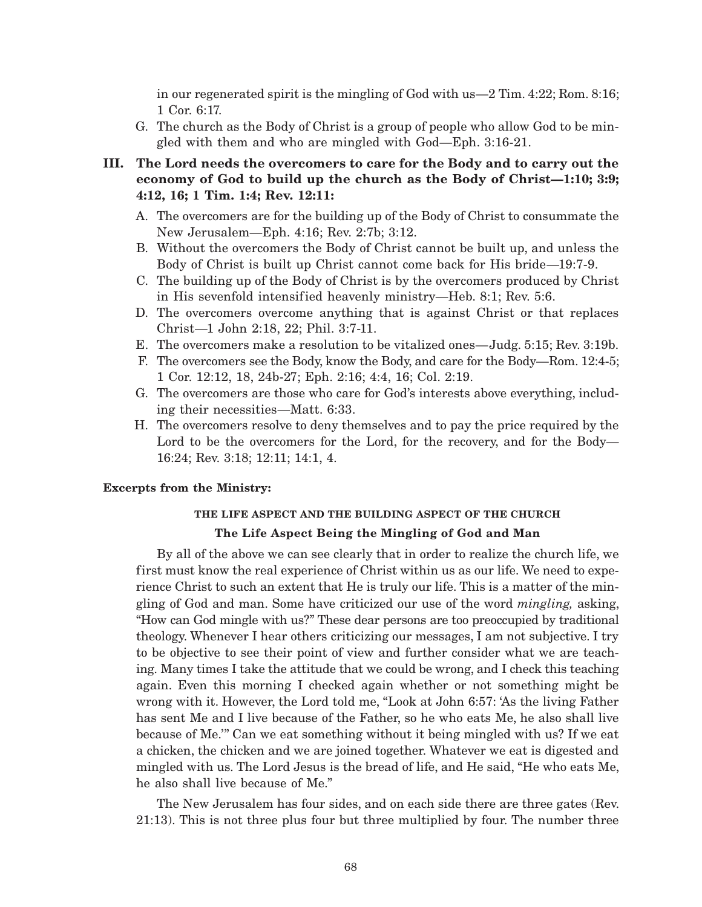in our regenerated spirit is the mingling of God with us—2 Tim. 4:22; Rom. 8:16; 1 Cor. 6:17.

G. The church as the Body of Christ is a group of people who allow God to be mingled with them and who are mingled with God—Eph. 3:16-21.

**III. The Lord needs the overcomers to care for the Body and to carry out the economy of God to build up the church as the Body of Christ—1:10; 3:9; 4:12, 16; 1 Tim. 1:4; Rev. 12:11:**

A. The overcomers are for the building up of the Body of Christ to consummate the New Jerusalem—Eph. 4:16; Rev. 2:7b; 3:12.

B. Without the overcomers the Body of Christ cannot be built up, and unless the Body of Christ is built up Christ cannot come back for His bride—19:7-9.

C. The building up of the Body of Christ is by the overcomers produced by Christ in His sevenfold intensified heavenly ministry—Heb. 8:1; Rev. 5:6.

D. The overcomers overcome anything that is against Christ or that replaces Christ—1 John 2:18, 22; Phil. 3:7-11.

E. The overcomers make a resolution to be vitalized ones—Judg. 5:15; Rev. 3:19b.

F. The overcomers see the Body, know the Body, and care for the Body—Rom. 12:4-5; 1 Cor. 12:12, 18, 24b-27; Eph. 2:16; 4:4, 16; Col. 2:19.

G. The overcomers are those who care for God's interests above everything, including their necessities—Matt. 6:33.

H. The overcomers resolve to deny themselves and to pay the price required by the Lord to be the overcomers for the Lord, for the recovery, and for the Body—16:24; Rev. 3:18; 12:11; 14:1, 4.

**Excerpts from the Ministry:**

### THE LIFE ASPECT AND THE BUILDING ASPECT OF THE CHURCH

#### The Life Aspect Being the Mingling of God and Man

By all of the above we can see clearly that in order to realize the church life, we first must know the real experience of Christ within us as our life. We need to experience Christ to such an extent that He is truly our life. This is a matter of the mingling of God and man. Some have criticized our use of the word *mingling,* asking, "How can God mingle with us?" These dear persons are too preoccupied by traditional theology. Whenever I hear others criticizing our messages, I am not subjective. I try to be objective to see their point of view and further consider what we are teaching. Many times I take the attitude that we could be wrong, and I check this teaching again. Even this morning I checked again whether or not something might be wrong with it. However, the Lord told me, "Look at John 6:57: 'As the living Father has sent Me and I live because of the Father, so he who eats Me, he also shall live because of Me.'" Can we eat something without it being mingled with us? If we eat a chicken, the chicken and we are joined together. Whatever we eat is digested and mingled with us. The Lord Jesus is the bread of life, and He said, "He who eats Me, he also shall live because of Me."

The New Jerusalem has four sides, and on each side there are three gates (Rev. 21:13). This is not three plus four but three multiplied by four. The number three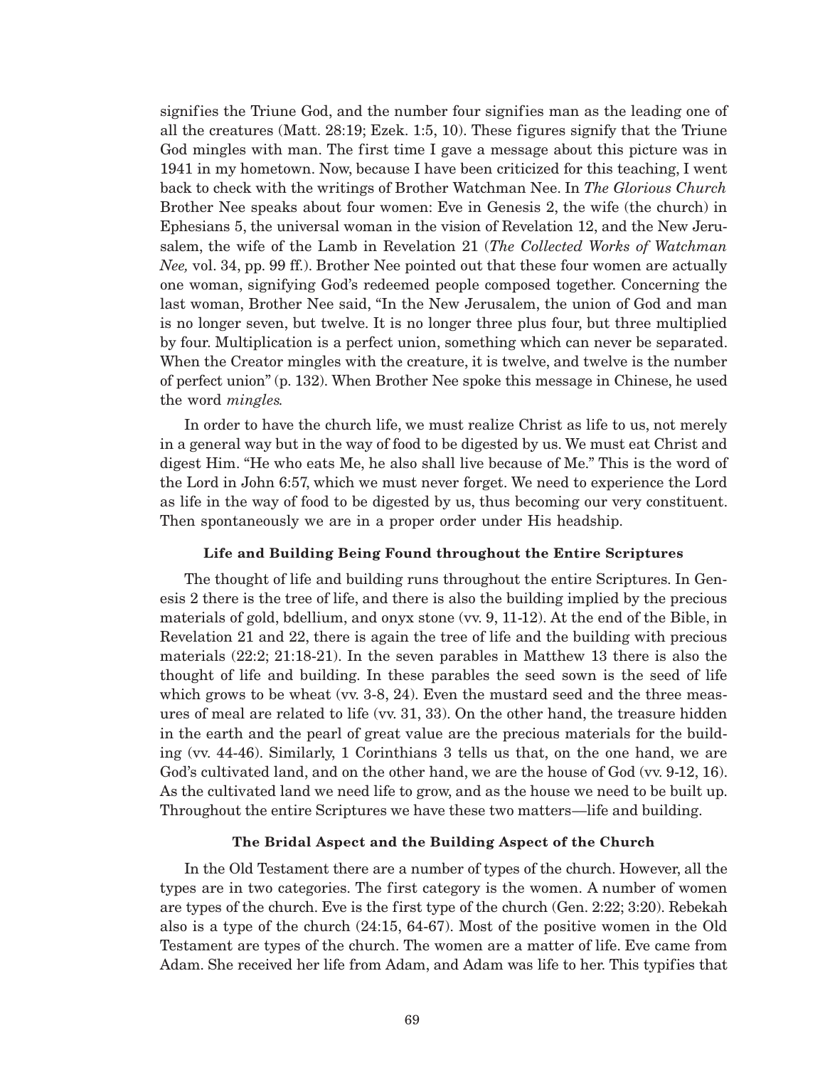signifies the Triune God, and the number four signifies man as the leading one of all the creatures (Matt. 28:19; Ezek. 1:5, 10). These figures signify that the Triune God mingles with man. The first time I gave a message about this picture was in 1941 in my hometown. Now, because I have been criticized for this teaching, I went back to check with the writings of Brother Watchman Nee. In *The Glorious Church* Brother Nee speaks about four women: Eve in Genesis 2, the wife (the church) in Ephesians 5, the universal woman in the vision of Revelation 12, and the New Jerusalem, the wife of the Lamb in Revelation 21 (*The Collected Works of Watchman Nee,* vol. 34, pp. 99 ff.). Brother Nee pointed out that these four women are actually one woman, signifying God's redeemed people composed together. Concerning the last woman, Brother Nee said, "In the New Jerusalem, the union of God and man is no longer seven, but twelve. It is no longer three plus four, but three multiplied by four. Multiplication is a perfect union, something which can never be separated. When the Creator mingles with the creature, it is twelve, and twelve is the number of perfect union" (p. 132). When Brother Nee spoke this message in Chinese, he used the word *mingles*.

In order to have the church life, we must realize Christ as life to us, not merely in a general way but in the way of food to be digested by us. We must eat Christ and digest Him. "He who eats Me, he also shall live because of Me." This is the word of the Lord in John 6:57, which we must never forget. We need to experience the Lord as life in the way of food to be digested by us, thus becoming our very constituent. Then spontaneously we are in a proper order under His headship.

### Life and Building Being Found throughout the Entire Scriptures

The thought of life and building runs throughout the entire Scriptures. In Genesis 2 there is the tree of life, and there is also the building implied by the precious materials of gold, bdellium, and onyx stone (vv. 9, 11-12). At the end of the Bible, in Revelation 21 and 22, there is again the tree of life and the building with precious materials (22:2; 21:18-21). In the seven parables in Matthew 13 there is also the thought of life and building. In these parables the seed sown is the seed of life which grows to be wheat (vv. 3-8, 24). Even the mustard seed and the three measures of meal are related to life (vv. 31, 33). On the other hand, the treasure hidden in the earth and the pearl of great value are the precious materials for the building (vv. 44-46). Similarly, 1 Corinthians 3 tells us that, on the one hand, we are God's cultivated land, and on the other hand, we are the house of God (vv. 9-12, 16). As the cultivated land we need life to grow, and as the house we need to be built up. Throughout the entire Scriptures we have these two matters—life and building.

### The Bridal Aspect and the Building Aspect of the Church

In the Old Testament there are a number of types of the church. However, all the types are in two categories. The first category is the women. A number of women are types of the church. Eve is the first type of the church (Gen. 2:22; 3:20). Rebekah also is a type of the church (24:15, 64-67). Most of the positive women in the Old Testament are types of the church. The women are a matter of life. Eve came from Adam. She received her life from Adam, and Adam was life to her. This typifies that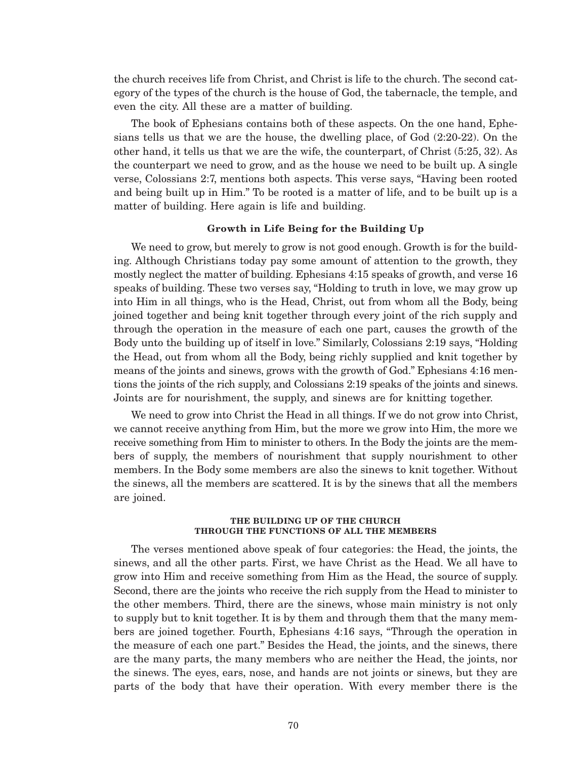the church receives life from Christ, and Christ is life to the church. The second category of the types of the church is the house of God, the tabernacle, the temple, and even the city. All these are a matter of building.

The book of Ephesians contains both of these aspects. On the one hand, Ephesians tells us that we are the house, the dwelling place, of God (2:20-22). On the other hand, it tells us that we are the wife, the counterpart, of Christ (5:25, 32). As the counterpart we need to grow, and as the house we need to be built up. A single verse, Colossians 2:7, mentions both aspects. This verse says, "Having been rooted and being built up in Him." To be rooted is a matter of life, and to be built up is a matter of building. Here again is life and building.

### Growth in Life Being for the Building Up

We need to grow, but merely to grow is not good enough. Growth is for the building. Although Christians today pay some amount of attention to the growth, they mostly neglect the matter of building. Ephesians 4:15 speaks of growth, and verse 16 speaks of building. These two verses say, "Holding to truth in love, we may grow up into Him in all things, who is the Head, Christ, out from whom all the Body, being joined together and being knit together through every joint of the rich supply and through the operation in the measure of each one part, causes the growth of the Body unto the building up of itself in love." Similarly, Colossians 2:19 says, "Holding the Head, out from whom all the Body, being richly supplied and knit together by means of the joints and sinews, grows with the growth of God." Ephesians 4:16 mentions the joints of the rich supply, and Colossians 2:19 speaks of the joints and sinews. Joints are for nourishment, the supply, and sinews are for knitting together.

We need to grow into Christ the Head in all things. If we do not grow into Christ, we cannot receive anything from Him, but the more we grow into Him, the more we receive something from Him to minister to others. In the Body the joints are the members of supply, the members of nourishment that supply nourishment to other members. In the Body some members are also the sinews to knit together. Without the sinews, all the members are scattered. It is by the sinews that all the members are joined.

## THE BUILDING UP OF THE CHURCH THROUGH THE FUNCTIONS OF ALL THE MEMBERS

The verses mentioned above speak of four categories: the Head, the joints, the sinews, and all the other parts. First, we have Christ as the Head. We all have to grow into Him and receive something from Him as the Head, the source of supply. Second, there are the joints who receive the rich supply from the Head to minister to the other members. Third, there are the sinews, whose main ministry is not only to supply but to knit together. It is by them and through them that the many members are joined together. Fourth, Ephesians 4:16 says, "Through the operation in the measure of each one part." Besides the Head, the joints, and the sinews, there are the many parts, the many members who are neither the Head, the joints, nor the sinews. The eyes, ears, nose, and hands are not joints or sinews, but they are parts of the body that have their operation. With every member there is the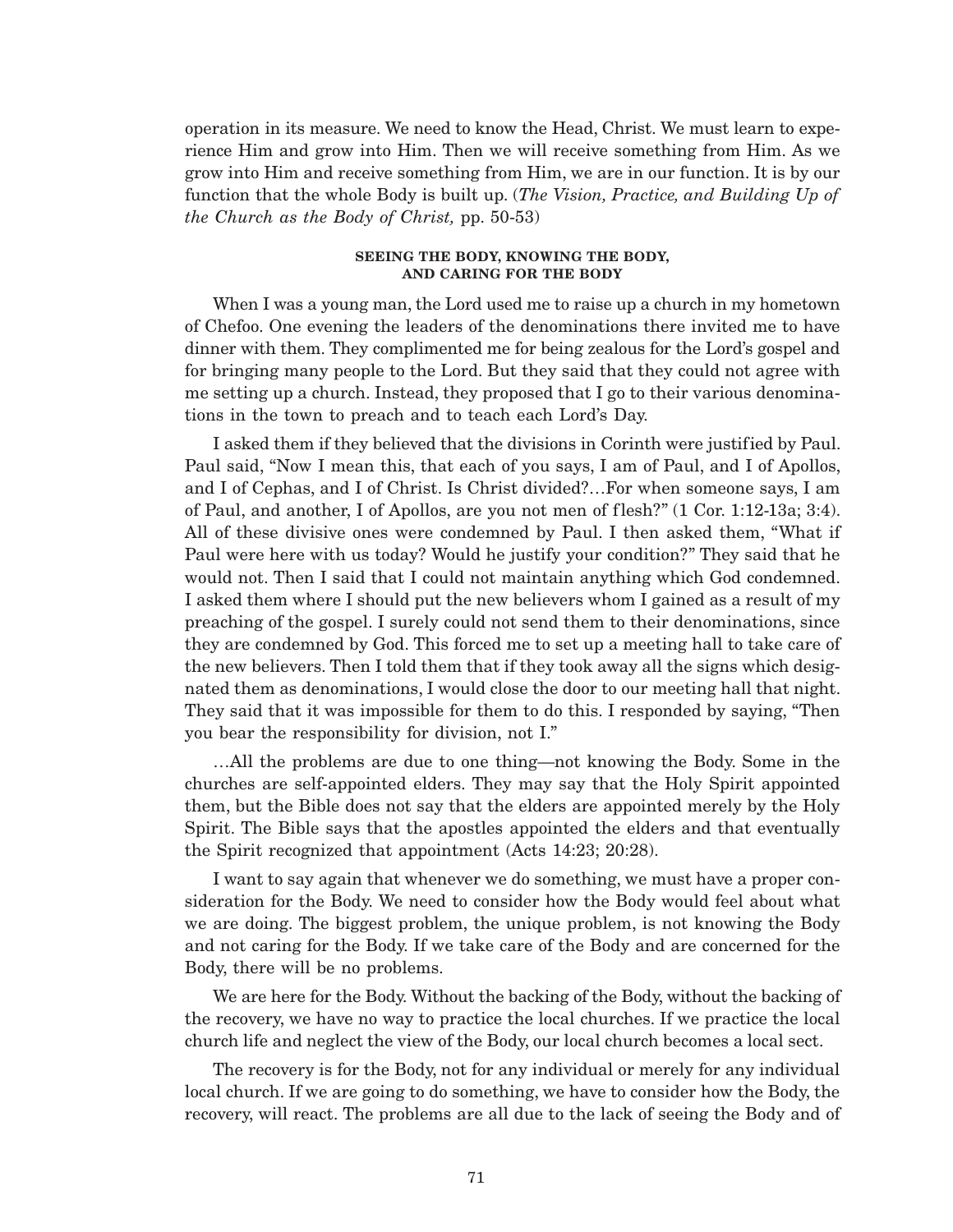operation in its measure. We need to know the Head, Christ. We must learn to experience Him and grow into Him. Then we will receive something from Him. As we grow into Him and receive something from Him, we are in our function. It is by our function that the whole Body is built up. (*The Vision, Practice, and Building Up of the Church as the Body of Christ,* pp. 50-53)

### SEEING THE BODY, KNOWING THE BODY, AND CARING FOR THE BODY

When I was a young man, the Lord used me to raise up a church in my hometown of Chefoo. One evening the leaders of the denominations there invited me to have dinner with them. They complimented me for being zealous for the Lord's gospel and for bringing many people to the Lord. But they said that they could not agree with me setting up a church. Instead, they proposed that I go to their various denominations in the town to preach and to teach each Lord's Day.

I asked them if they believed that the divisions in Corinth were justified by Paul. Paul said, "Now I mean this, that each of you says, I am of Paul, and I of Apollos, and I of Cephas, and I of Christ. Is Christ divided?…For when someone says, I am of Paul, and another, I of Apollos, are you not men of flesh?" (1 Cor. 1:12-13a; 3:4). All of these divisive ones were condemned by Paul. I then asked them, "What if Paul were here with us today? Would he justify your condition?" They said that he would not. Then I said that I could not maintain anything which God condemned. I asked them where I should put the new believers whom I gained as a result of my preaching of the gospel. I surely could not send them to their denominations, since they are condemned by God. This forced me to set up a meeting hall to take care of the new believers. Then I told them that if they took away all the signs which designated them as denominations, I would close the door to our meeting hall that night. They said that it was impossible for them to do this. I responded by saying, "Then you bear the responsibility for division, not I."

…All the problems are due to one thing—not knowing the Body. Some in the churches are self-appointed elders. They may say that the Holy Spirit appointed them, but the Bible does not say that the elders are appointed merely by the Holy Spirit. The Bible says that the apostles appointed the elders and that eventually the Spirit recognized that appointment (Acts 14:23; 20:28).

I want to say again that whenever we do something, we must have a proper consideration for the Body. We need to consider how the Body would feel about what we are doing. The biggest problem, the unique problem, is not knowing the Body and not caring for the Body. If we take care of the Body and are concerned for the Body, there will be no problems.

We are here for the Body. Without the backing of the Body, without the backing of the recovery, we have no way to practice the local churches. If we practice the local church life and neglect the view of the Body, our local church becomes a local sect.

The recovery is for the Body, not for any individual or merely for any individual local church. If we are going to do something, we have to consider how the Body, the recovery, will react. The problems are all due to the lack of seeing the Body and of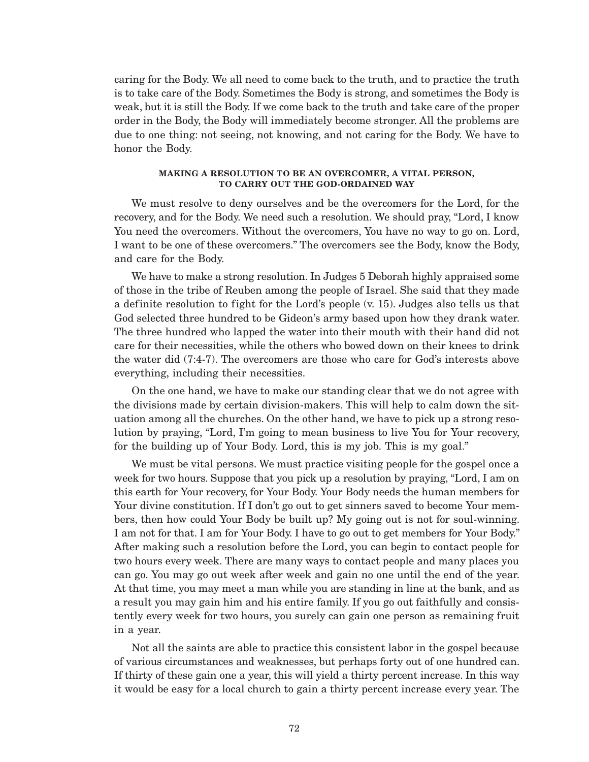caring for the Body. We all need to come back to the truth, and to practice the truth is to take care of the Body. Sometimes the Body is strong, and sometimes the Body is weak, but it is still the Body. If we come back to the truth and take care of the proper order in the Body, the Body will immediately become stronger. All the problems are due to one thing: not seeing, not knowing, and not caring for the Body. We have to honor the Body.

### MAKING A RESOLUTION TO BE AN OVERCOMER, A VITAL PERSON, TO CARRY OUT THE GOD-ORDAINED WAY

We must resolve to deny ourselves and be the overcomers for the Lord, for the recovery, and for the Body. We need such a resolution. We should pray, "Lord, I know You need the overcomers. Without the overcomers, You have no way to go on. Lord, I want to be one of these overcomers." The overcomers see the Body, know the Body, and care for the Body.

We have to make a strong resolution. In Judges 5 Deborah highly appraised some of those in the tribe of Reuben among the people of Israel. She said that they made a definite resolution to fight for the Lord's people (v. 15). Judges also tells us that God selected three hundred to be Gideon's army based upon how they drank water. The three hundred who lapped the water into their mouth with their hand did not care for their necessities, while the others who bowed down on their knees to drink the water did (7:4-7). The overcomers are those who care for God's interests above everything, including their necessities.

On the one hand, we have to make our standing clear that we do not agree with the divisions made by certain division-makers. This will help to calm down the situation among all the churches. On the other hand, we have to pick up a strong resolution by praying, "Lord, I'm going to mean business to live You for Your recovery, for the building up of Your Body. Lord, this is my job. This is my goal."

We must be vital persons. We must practice visiting people for the gospel once a week for two hours. Suppose that you pick up a resolution by praying, "Lord, I am on this earth for Your recovery, for Your Body. Your Body needs the human members for Your divine constitution. If I don't go out to get sinners saved to become Your members, then how could Your Body be built up? My going out is not for soul-winning. I am not for that. I am for Your Body. I have to go out to get members for Your Body." After making such a resolution before the Lord, you can begin to contact people for two hours every week. There are many ways to contact people and many places you can go. You may go out week after week and gain no one until the end of the year. At that time, you may meet a man while you are standing in line at the bank, and as a result you may gain him and his entire family. If you go out faithfully and consistently every week for two hours, you surely can gain one person as remaining fruit in a year.

Not all the saints are able to practice this consistent labor in the gospel because of various circumstances and weaknesses, but perhaps forty out of one hundred can. If thirty of these gain one a year, this will yield a thirty percent increase. In this way it would be easy for a local church to gain a thirty percent increase every year. The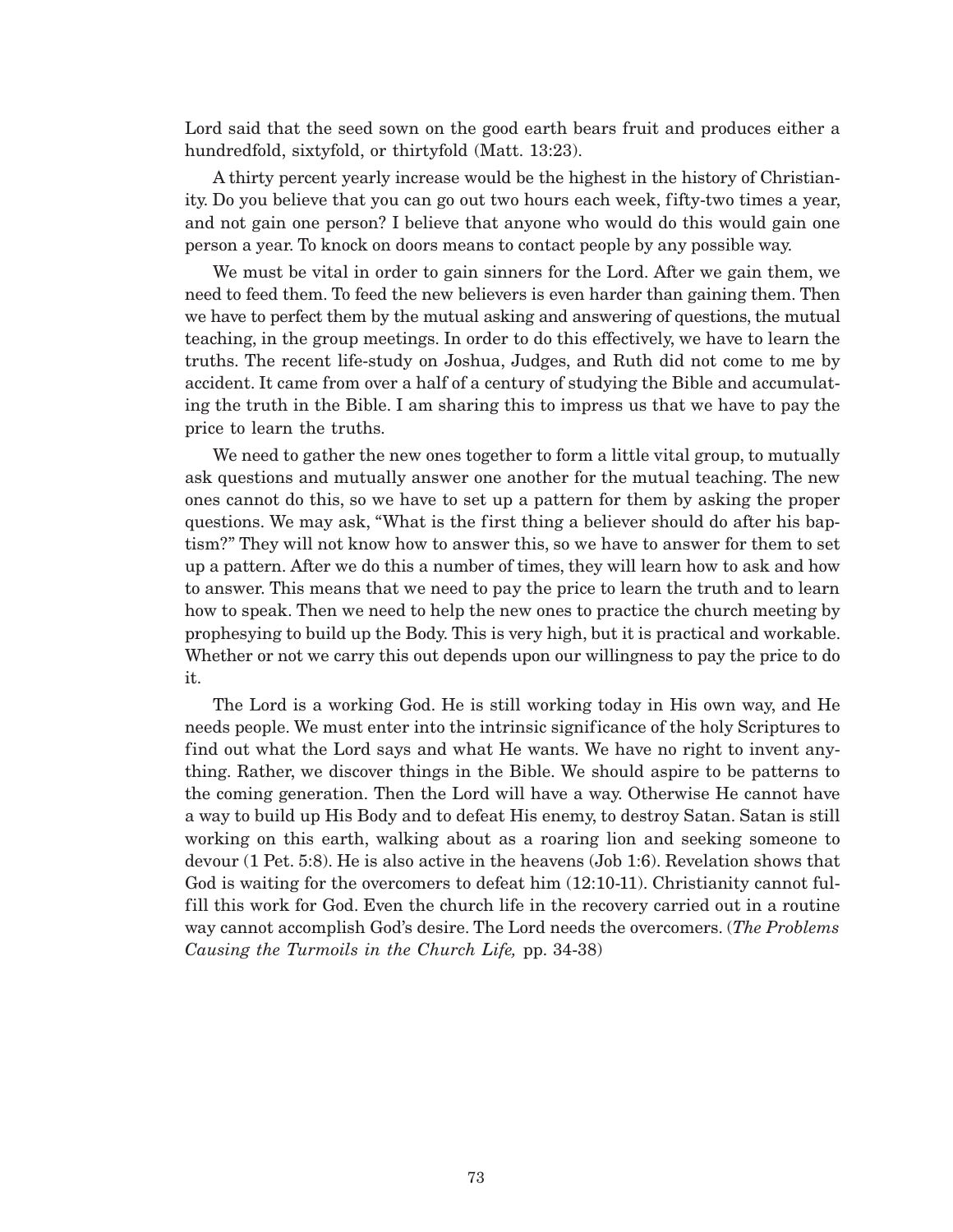Lord said that the seed sown on the good earth bears fruit and produces either a hundredfold, sixtyfold, or thirtyfold (Matt. 13:23).

A thirty percent yearly increase would be the highest in the history of Christianity. Do you believe that you can go out two hours each week, fifty-two times a year, and not gain one person? I believe that anyone who would do this would gain one person a year. To knock on doors means to contact people by any possible way.

We must be vital in order to gain sinners for the Lord. After we gain them, we need to feed them. To feed the new believers is even harder than gaining them. Then we have to perfect them by the mutual asking and answering of questions, the mutual teaching, in the group meetings. In order to do this effectively, we have to learn the truths. The recent life-study on Joshua, Judges, and Ruth did not come to me by accident. It came from over a half of a century of studying the Bible and accumulating the truth in the Bible. I am sharing this to impress us that we have to pay the price to learn the truths.

We need to gather the new ones together to form a little vital group, to mutually ask questions and mutually answer one another for the mutual teaching. The new ones cannot do this, so we have to set up a pattern for them by asking the proper questions. We may ask, "What is the first thing a believer should do after his baptism?" They will not know how to answer this, so we have to answer for them to set up a pattern. After we do this a number of times, they will learn how to ask and how to answer. This means that we need to pay the price to learn the truth and to learn how to speak. Then we need to help the new ones to practice the church meeting by prophesying to build up the Body. This is very high, but it is practical and workable. Whether or not we carry this out depends upon our willingness to pay the price to do it.

The Lord is a working God. He is still working today in His own way, and He needs people. We must enter into the intrinsic significance of the holy Scriptures to find out what the Lord says and what He wants. We have no right to invent anything. Rather, we discover things in the Bible. We should aspire to be patterns to the coming generation. Then the Lord will have a way. Otherwise He cannot have a way to build up His Body and to defeat His enemy, to destroy Satan. Satan is still working on this earth, walking about as a roaring lion and seeking someone to devour (1 Pet. 5:8). He is also active in the heavens (Job 1:6). Revelation shows that God is waiting for the overcomers to defeat him (12:10-11). Christianity cannot fulfill this work for God. Even the church life in the recovery carried out in a routine way cannot accomplish God's desire. The Lord needs the overcomers. (*The Problems Causing the Turmoils in the Church Life,* pp. 34-38)